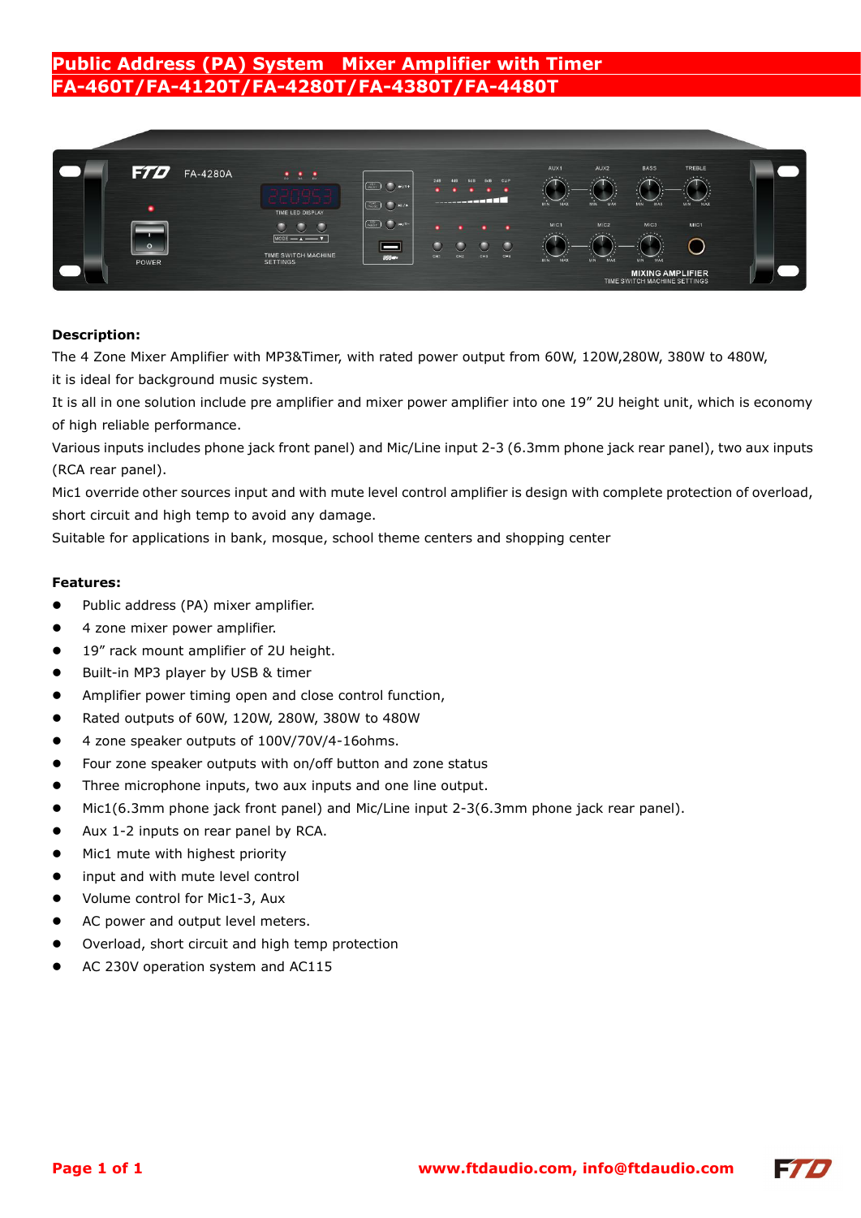# Public Address (PA) System Mixer Amplifier with Timer
# FA-460T/FA-4120T/FA-4280T/FA-4380T/FA-4480T

**Description:**

The 4 Zone Mixer Amplifier with MP3&Timer, with rated power output from 60W, 120W,280W, 380W to 480W, it is ideal for background music system.

It is all in one solution include pre amplifier and mixer power amplifier into one 19" 2U height unit, which is economy of high reliable performance.

Various inputs includes phone jack front panel) and Mic/Line input 2-3 (6.3mm phone jack rear panel), two aux inputs (RCA rear panel).

Mic1 override other sources input and with mute level control amplifier is design with complete protection of overload, short circuit and high temp to avoid any damage.

Suitable for applications in bank, mosque, school theme centers and shopping center

**Features:**

- Public address (PA) mixer amplifier.
- 4 zone mixer power amplifier.
- 19" rack mount amplifier of 2U height.
- Built-in MP3 player by USB & timer
- Amplifier power timing open and close control function,
- Rated outputs of 60W, 120W, 280W, 380W to 480W
- 4 zone speaker outputs of 100V/70V/4-16ohms.
- Four zone speaker outputs with on/off button and zone status
- Three microphone inputs, two aux inputs and one line output.
- Mic1(6.3mm phone jack front panel) and Mic/Line input 2-3(6.3mm phone jack rear panel).
- Aux 1-2 inputs on rear panel by RCA.
- Mic1 mute with highest priority
- input and with mute level control
- Volume control for Mic1-3, Aux
- AC power and output level meters.
- Overload, short circuit and high temp protection
- AC 230V operation system and AC115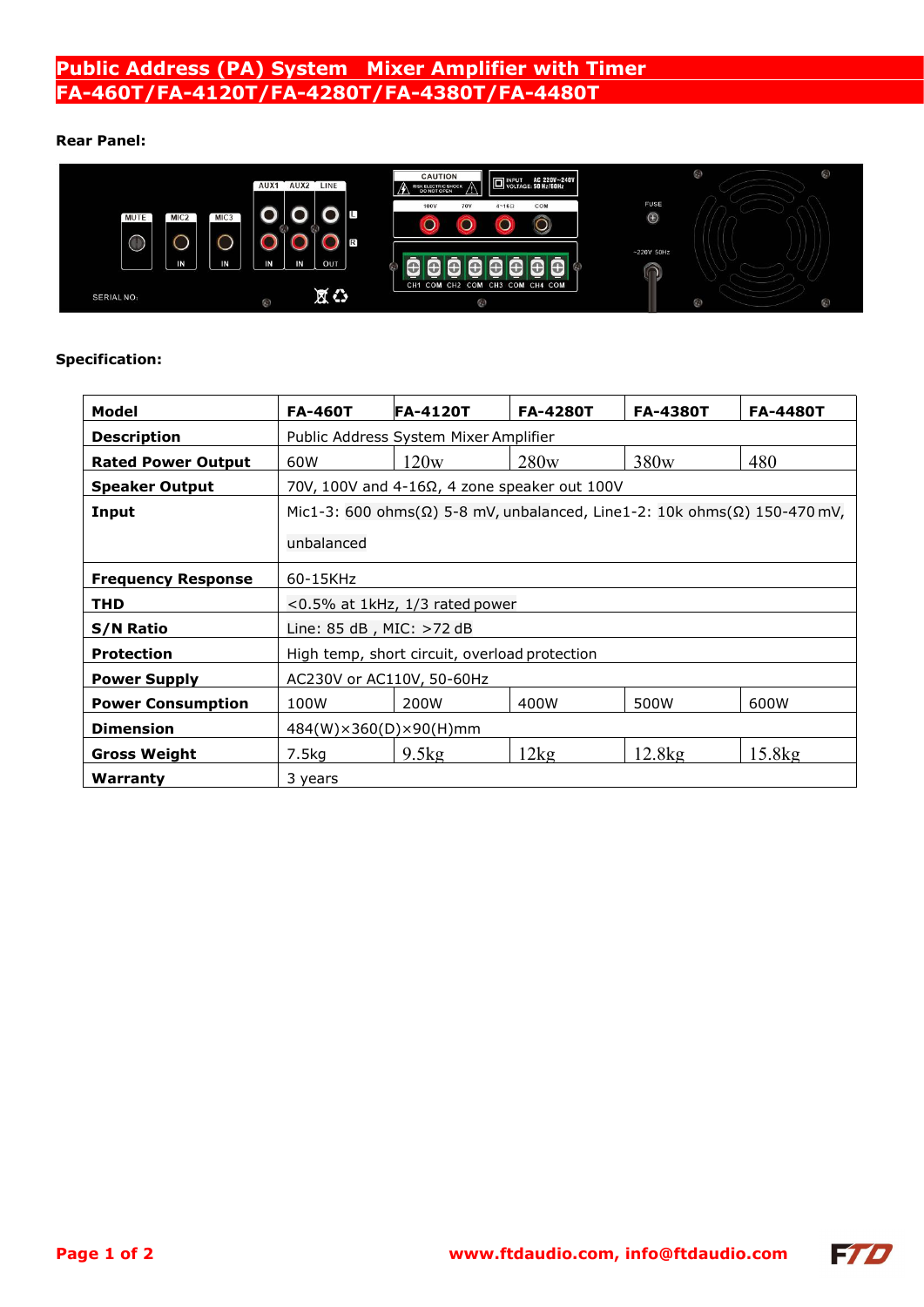# Public Address (PA) System Mixer Amplifier with Timer
# FA-460T/FA-4120T/FA-4280T/FA-4380T/FA-4480T

**Rear Panel:**

**Specification:**

| Model | FA-460T | FA-4120T | FA-4280T | FA-4380T | FA-4480T |
|---|---|---|---|---|---|
| **Description** | Public Address System Mixer Amplifier | | | | |
| **Rated Power Output** | 60W | 120w | 280w | 380w | 480 |
| **Speaker Output** | 70V, 100V and 4-16Ω, 4 zone speaker out 100V | | | | |
| **Input** | Mic1-3: 600 ohms(Ω) 5-8 mV, unbalanced, Line1-2: 10k ohms(Ω) 150-470 mV, unbalanced | | | | |
| **Frequency Response** | 60-15KHz | | | | |
| **THD** | <0.5% at 1kHz, 1/3 rated power | | | | |
| **S/N Ratio** | Line: 85 dB , MIC: >72 dB | | | | |
| **Protection** | High temp, short circuit, overload protection | | | | |
| **Power Supply** | AC230V or AC110V, 50-60Hz | | | | |
| **Power Consumption** | 100W | 200W | 400W | 500W | 600W |
| **Dimension** | 484(W)×360(D)×90(H)mm | | | | |
| **Gross Weight** | 7.5kg | 9.5kg | 12kg | 12.8kg | 15.8kg |
| **Warranty** | 3 years | | | | |

www.ftdaudio.com, info@ftdaudio.com